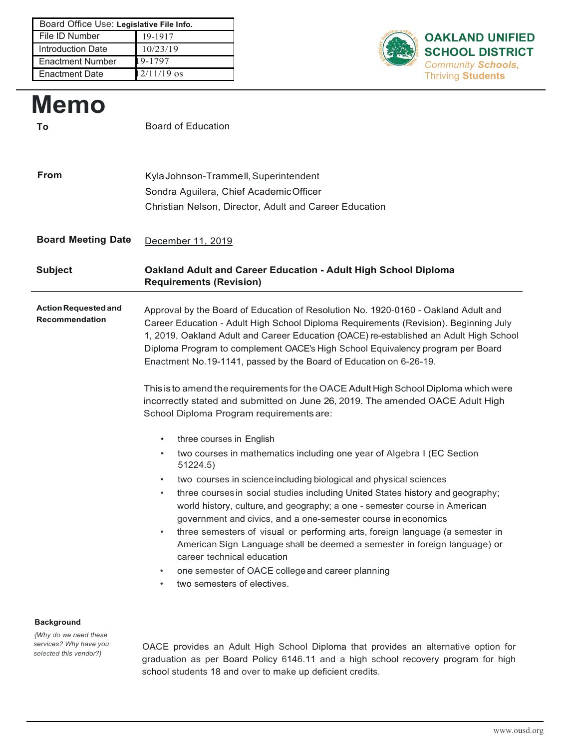| Board Office Use: Legislative File Info. | |
|---|---|
| File ID Number | 19-1917 |
| Introduction Date | 10/23/19 |
| Enactment Number | 19-1797 |
| Enactment Date | 12/11/19 os |

**OAKLAND UNIFIED SCHOOL DISTRICT**
*Community Schools,* Thriving **Students**

# Memo

**To** Board of Education

**From** Kyla Johnson-Trammell, Superintendent
Sondra Aguilera, Chief Academic Officer
Christian Nelson, Director, Adult and Career Education

**Board Meeting Date** December 11, 2019

**Subject** **Oakland Adult and Career Education - Adult High School Diploma Requirements (Revision)**

**Action Requested and Recommendation**

Approval by the Board of Education of Resolution No. 1920-0160 - Oakland Adult and Career Education - Adult High School Diploma Requirements (Revision). Beginning July 1, 2019, Oakland Adult and Career Education {OACE) re-established an Adult High School Diploma Program to complement OACE's High School Equivalency program per Board Enactment No.19-1141, passed by the Board of Education on 6-26-19.

This is to amend the requirements for the OACE Adult High School Diploma which were incorrectly stated and submitted on June 26, 2019. The amended OACE Adult High School Diploma Program requirements are:

- three courses in English
- two courses in mathematics including one year of Algebra I (EC Section 51224.5)
- two courses in science including biological and physical sciences
- three courses in social studies including United States history and geography; world history, culture, and geography; a one - semester course in American government and civics, and a one-semester course in economics
- three semesters of visual or performing arts, foreign language (a semester in American Sign Language shall be deemed a semester in foreign language) or career technical education
- one semester of OACE college and career planning
- two semesters of electives.

**Background**

*{Why do we need these services? Why have you selected this vendor?)*

OACE provides an Adult High School Diploma that provides an alternative option for graduation as per Board Policy 6146.11 and a high school recovery program for high school students 18 and over to make up deficient credits.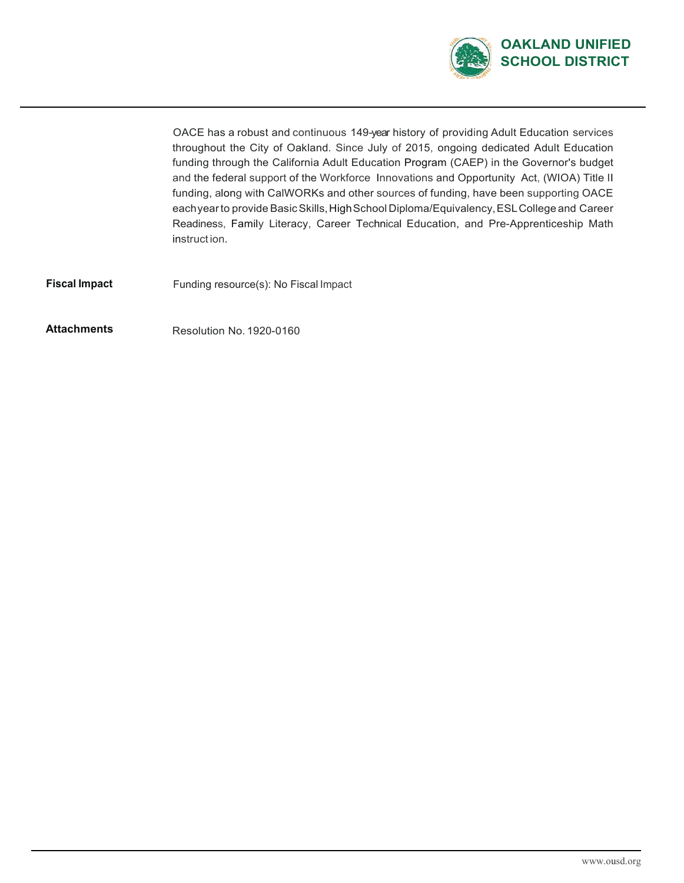OACE has a robust and continuous 149-year history of providing Adult Education services throughout the City of Oakland. Since July of 2015, ongoing dedicated Adult Education funding through the California Adult Education Program (CAEP) in the Governor's budget and the federal support of the Workforce Innovations and Opportunity Act, (WIOA) Title II funding, along with CalWORKs and other sources of funding, have been supporting OACE each year to provide Basic Skills, High School Diploma/Equivalency, ESL College and Career Readiness, Family Literacy, Career Technical Education, and Pre-Apprenticeship Math instruction.

**Fiscal Impact** Funding resource(s): No Fiscal Impact

**Attachments** Resolution No. 1920-0160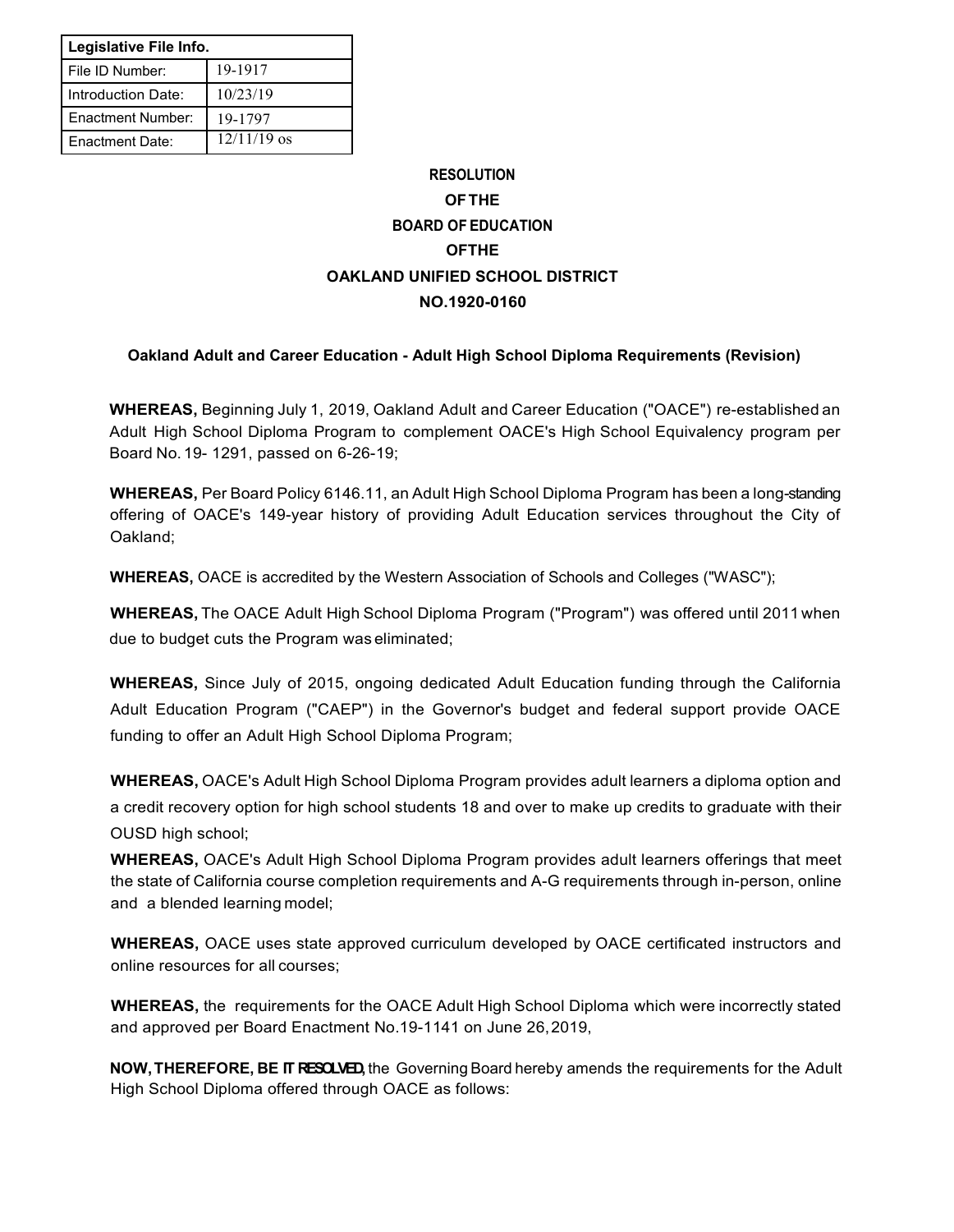| Legislative File Info. | |
|---|---|
| File ID Number: | 19-1917 |
| Introduction Date: | 10/23/19 |
| Enactment Number: | 19-1797 |
| Enactment Date: | 12/11/19 os |

**RESOLUTION**

**OF THE**

**BOARD OF EDUCATION**

**OF THE**

**OAKLAND UNIFIED SCHOOL DISTRICT**

**NO.1920-0160**

**Oakland Adult and Career Education - Adult High School Diploma Requirements (Revision)**

**WHEREAS,** Beginning July 1, 2019, Oakland Adult and Career Education ("OACE") re-established an Adult High School Diploma Program to complement OACE's High School Equivalency program per Board No. 19- 1291, passed on 6-26-19;

**WHEREAS,** Per Board Policy 6146.11, an Adult High School Diploma Program has been a long-standing offering of OACE's 149-year history of providing Adult Education services throughout the City of Oakland;

**WHEREAS,** OACE is accredited by the Western Association of Schools and Colleges ("WASC");

**WHEREAS,** The OACE Adult High School Diploma Program ("Program") was offered until 2011 when due to budget cuts the Program was eliminated;

**WHEREAS,** Since July of 2015, ongoing dedicated Adult Education funding through the California Adult Education Program ("CAEP") in the Governor's budget and federal support provide OACE funding to offer an Adult High School Diploma Program;

**WHEREAS,** OACE's Adult High School Diploma Program provides adult learners a diploma option and a credit recovery option for high school students 18 and over to make up credits to graduate with their OUSD high school;

**WHEREAS,** OACE's Adult High School Diploma Program provides adult learners offerings that meet the state of California course completion requirements and A-G requirements through in-person, online and a blended learning model;

**WHEREAS,** OACE uses state approved curriculum developed by OACE certificated instructors and online resources for all courses;

**WHEREAS,** the requirements for the OACE Adult High School Diploma which were incorrectly stated and approved per Board Enactment No.19-1141 on June 26, 2019,

**NOW, THEREFORE, BE IT RESOLVED,** the Governing Board hereby amends the requirements for the Adult High School Diploma offered through OACE as follows: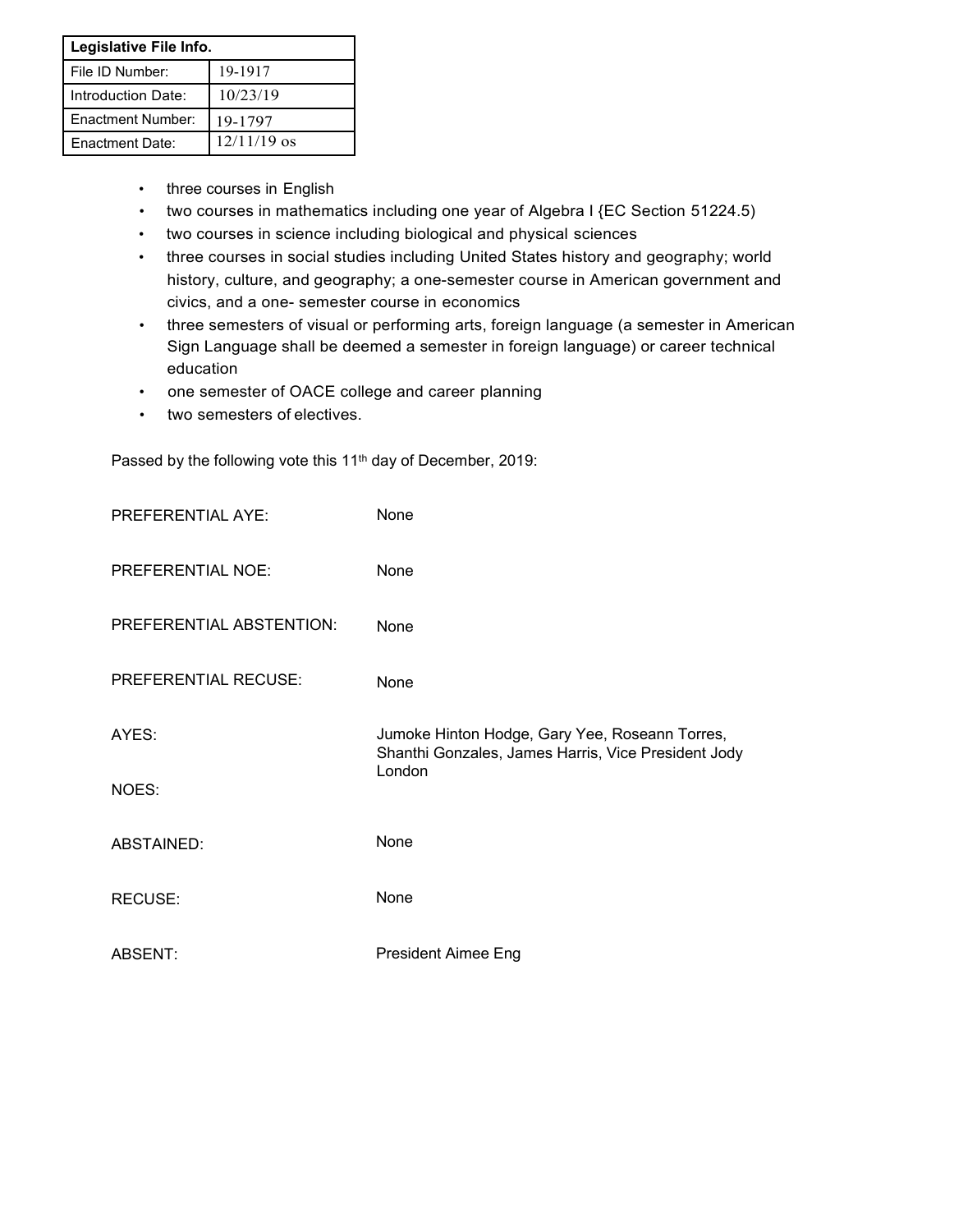| Legislative File Info. | |
|---|---|
| File ID Number: | 19-1917 |
| Introduction Date: | 10/23/19 |
| Enactment Number: | 19-1797 |
| Enactment Date: | 12/11/19 os |

- three courses in English
- two courses in mathematics including one year of Algebra I {EC Section 51224.5)
- two courses in science including biological and physical sciences
- three courses in social studies including United States history and geography; world history, culture, and geography; a one-semester course in American government and civics, and a one- semester course in economics
- three semesters of visual or performing arts, foreign language (a semester in American Sign Language shall be deemed a semester in foreign language) or career technical education
- one semester of OACE college and career planning
- two semesters of electives.

Passed by the following vote this 11th day of December, 2019:

| | |
|---|---|
| PREFERENTIAL AYE: | None |
| PREFERENTIAL NOE: | None |
| PREFERENTIAL ABSTENTION: | None |
| PREFERENTIAL RECUSE: | None |
| AYES: | Jumoke Hinton Hodge, Gary Yee, Roseann Torres, Shanthi Gonzales, James Harris, Vice President Jody London |
| NOES: | |
| ABSTAINED: | None |
| RECUSE: | None |
| ABSENT: | President Aimee Eng |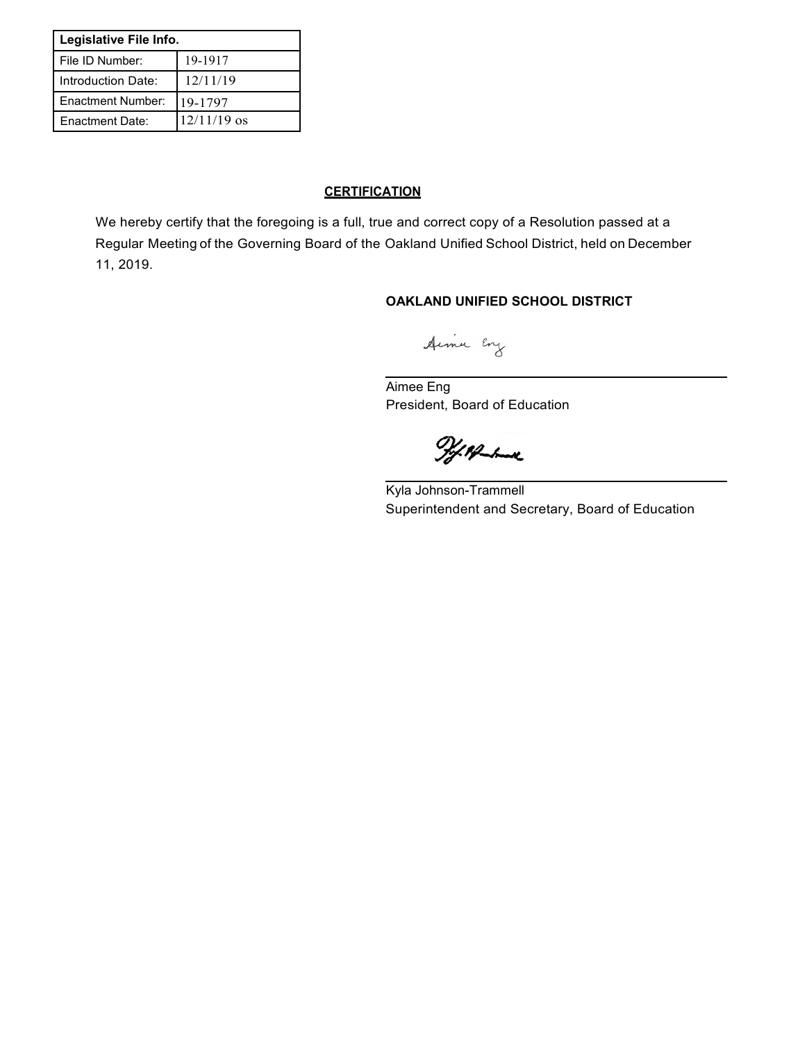| Legislative File Info. | |
| --- | --- |
| File ID Number: | 19-1917 |
| Introduction Date: | 12/11/19 |
| Enactment Number: | 19-1797 |
| Enactment Date: | 12/11/19 os |

## CERTIFICATION

We hereby certify that the foregoing is a full, true and correct copy of a Resolution passed at a Regular Meeting of the Governing Board of the Oakland Unified School District, held on December 11, 2019.

**OAKLAND UNIFIED SCHOOL DISTRICT**

Aimee Eng
President, Board of Education

Kyla Johnson-Trammell
Superintendent and Secretary, Board of Education